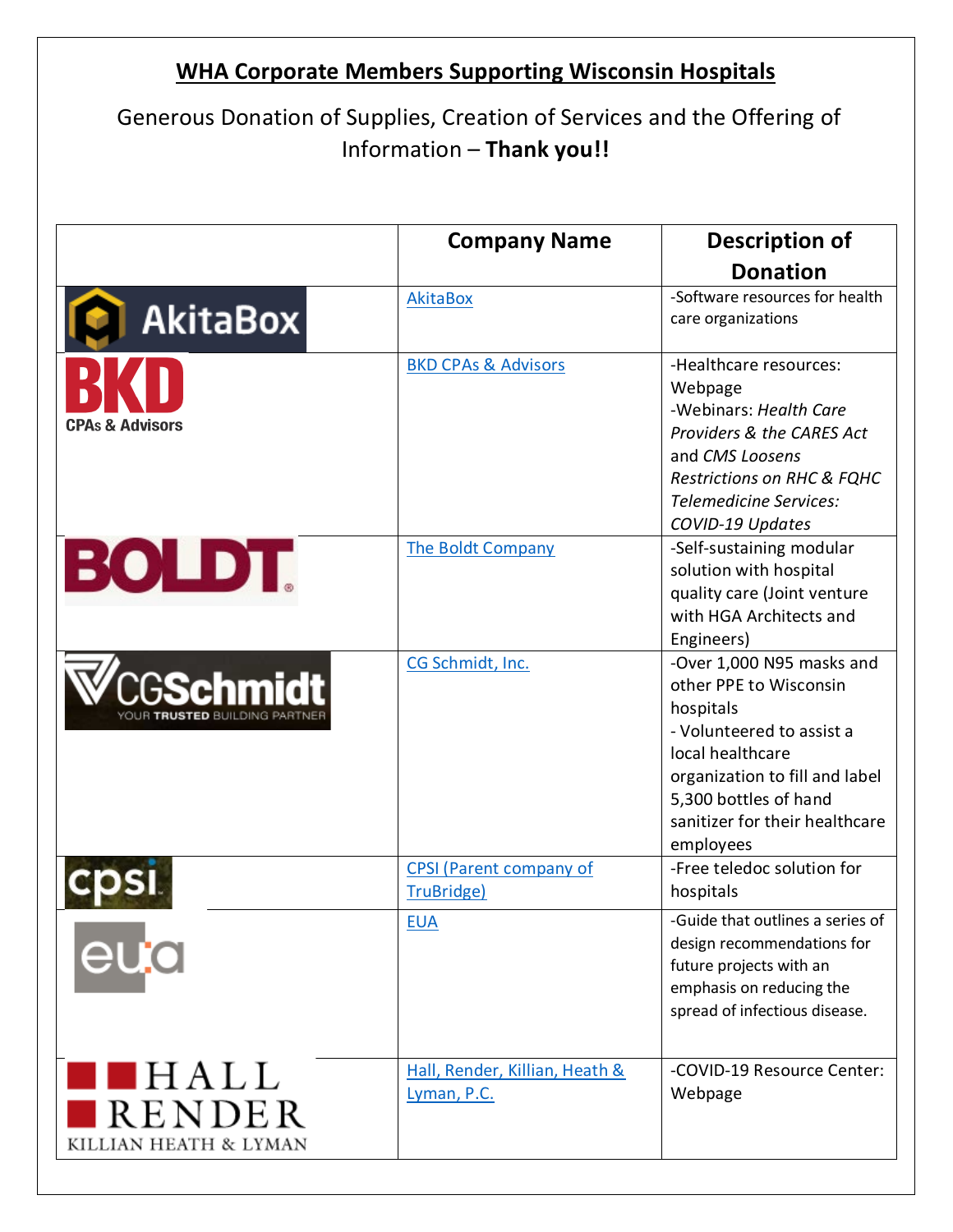# WHA Corporate Members Supporting Wisconsin Hospitals

Generous Donation of Supplies, Creation of Services and the Offering of Information – **Thank you!!**

| | Company Name | Description of Donation |
|---|---|---|
| AkitaBox | AkitaBox | -Software resources for health care organizations |
| BKD CPAs & Advisors | BKD CPAs & Advisors | -Healthcare resources: Webpage<br>-Webinars: *Health Care Providers & the CARES Act* and *CMS Loosens Restrictions on RHC & FQHC Telemedicine Services: COVID-19 Updates* |
| BOLDT | The Boldt Company | -Self-sustaining modular solution with hospital quality care (Joint venture with HGA Architects and Engineers) |
| CGSchmidt YOUR TRUSTED BUILDING PARTNER | CG Schmidt, Inc. | -Over 1,000 N95 masks and other PPE to Wisconsin hospitals<br>- Volunteered to assist a local healthcare organization to fill and label 5,300 bottles of hand sanitizer for their healthcare employees |
| cpsi | CPSI (Parent company of TruBridge) | -Free teledoc solution for hospitals |
| eua | EUA | -Guide that outlines a series of design recommendations for future projects with an emphasis on reducing the spread of infectious disease. |
| HALL RENDER KILLIAN HEATH & LYMAN | Hall, Render, Killian, Heath & Lyman, P.C. | -COVID-19 Resource Center: Webpage |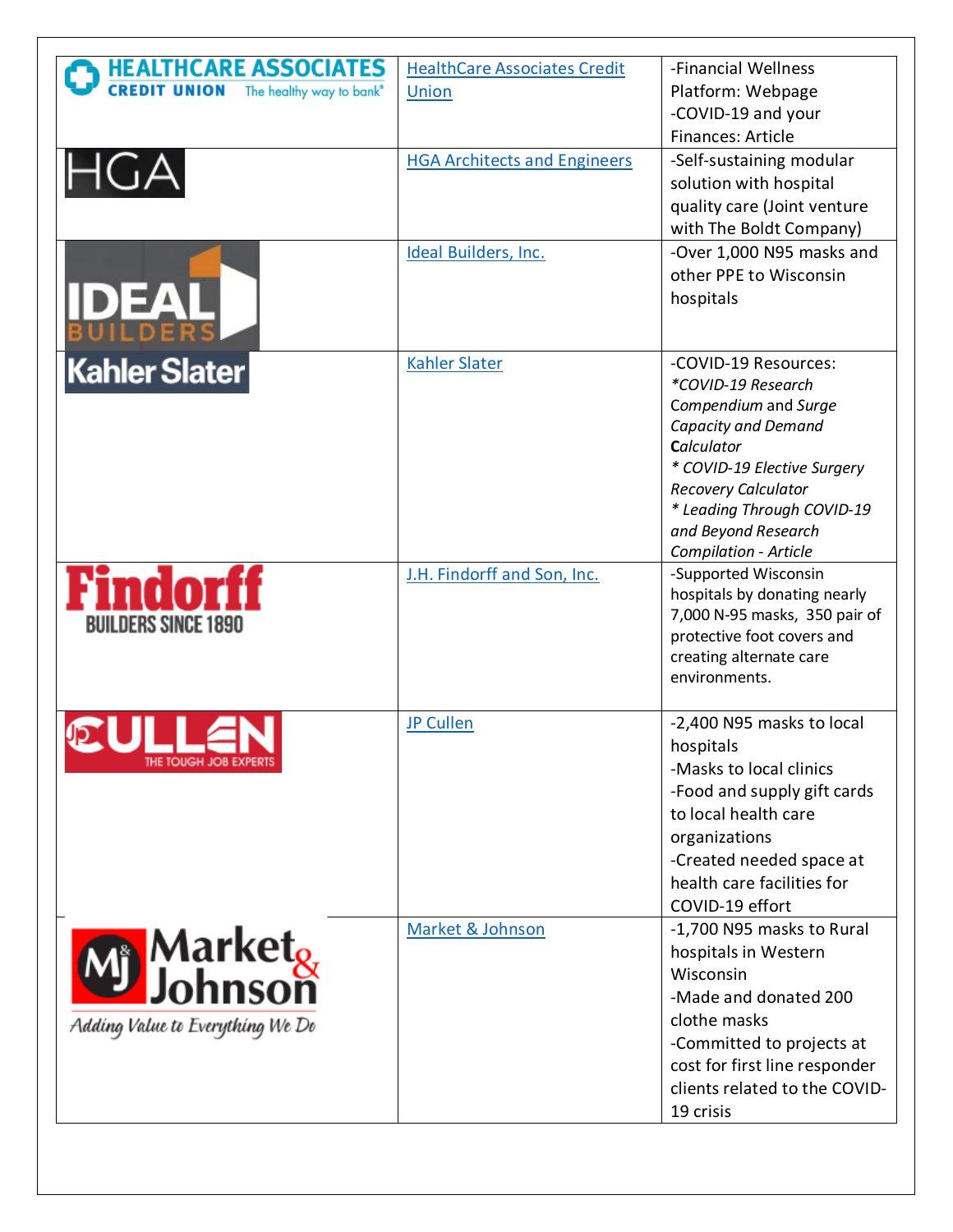| | | |
|---|---|---|
| HEALTHCARE ASSOCIATES CREDIT UNION The healthy way to bank® | HealthCare Associates Credit Union | -Financial Wellness Platform: Webpage<br>-COVID-19 and your Finances: Article |
| HGA | HGA Architects and Engineers | -Self-sustaining modular solution with hospital quality care (Joint venture with The Boldt Company) |
| IDEAL BUILDERS | Ideal Builders, Inc. | -Over 1,000 N95 masks and other PPE to Wisconsin hospitals |
| Kahler Slater | Kahler Slater | -COVID-19 Resources:<br>*\*COVID-19 Research Compendium* and *Surge Capacity and Demand* **C***alculator*<br>*\* COVID-19 Elective Surgery Recovery Calculator*<br>*\* Leading Through COVID-19 and Beyond Research Compilation - Article* |
| Findorff BUILDERS SINCE 1890 | J.H. Findorff and Son, Inc. | -Supported Wisconsin hospitals by donating nearly 7,000 N-95 masks, 350 pair of protective foot covers and creating alternate care environments. |
| JP CULLEN THE TOUGH JOB EXPERTS | JP Cullen | -2,400 N95 masks to local hospitals<br>-Masks to local clinics<br>-Food and supply gift cards to local health care organizations<br>-Created needed space at health care facilities for COVID-19 effort |
| MJ Market & Johnson Adding Value to Everything We Do | Market & Johnson | -1,700 N95 masks to Rural hospitals in Western Wisconsin<br>-Made and donated 200 clothe masks<br>-Committed to projects at cost for first line responder clients related to the COVID-19 crisis |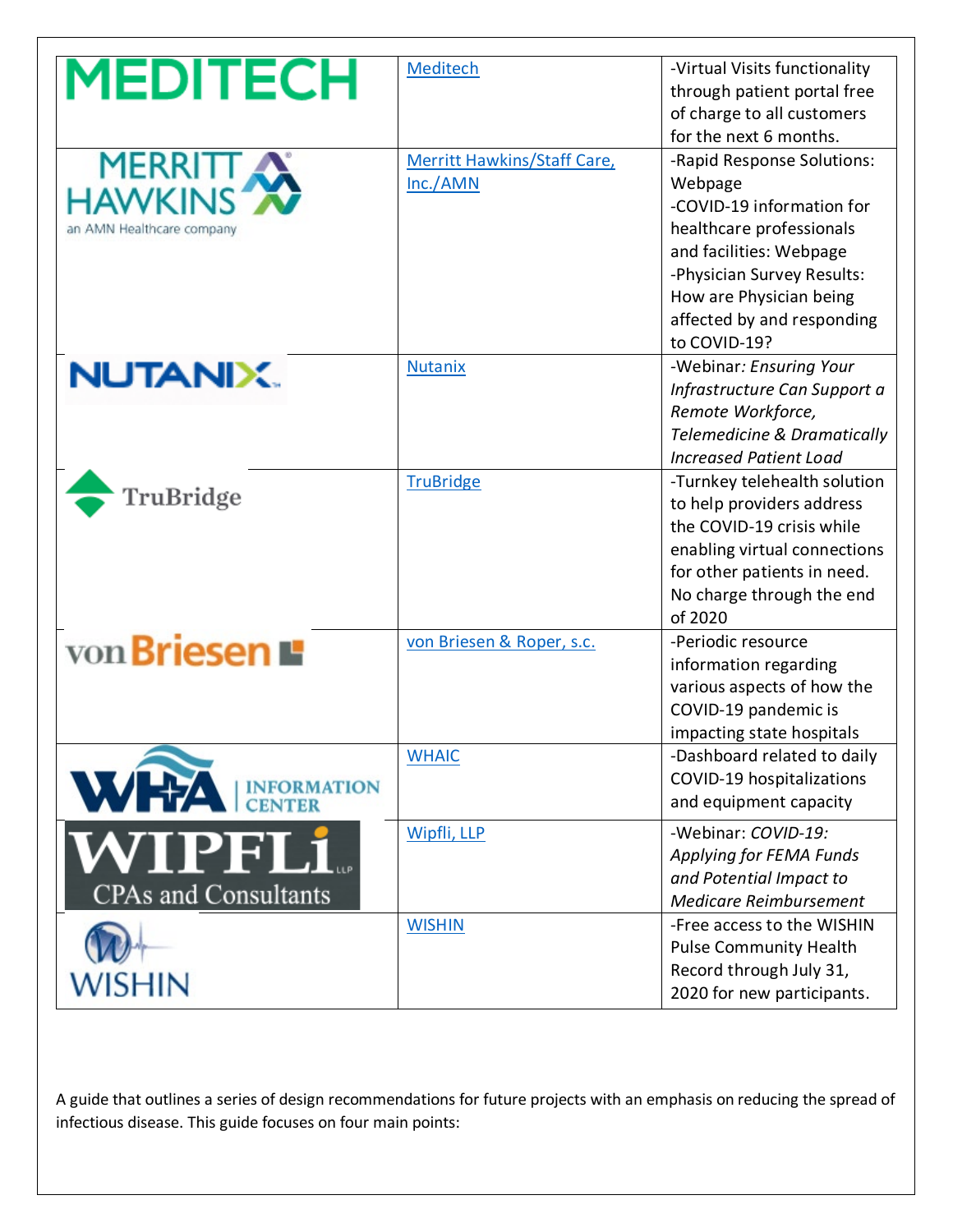| | | |
|---|---|---|
| MEDITECH | Meditech | -Virtual Visits functionality through patient portal free of charge to all customers for the next 6 months. |
| MERRITT HAWKINS an AMN Healthcare company | Merritt Hawkins/Staff Care, Inc./AMN | -Rapid Response Solutions: Webpage<br>-COVID-19 information for healthcare professionals and facilities: Webpage<br>-Physician Survey Results: How are Physician being affected by and responding to COVID-19? |
| NUTANIX | Nutanix | -Webinar: *Ensuring Your Infrastructure Can Support a Remote Workforce, Telemedicine & Dramatically Increased Patient Load* |
| TruBridge | TruBridge | -Turnkey telehealth solution to help providers address the COVID-19 crisis while enabling virtual connections for other patients in need. No charge through the end of 2020 |
| von Briesen | von Briesen & Roper, s.c. | -Periodic resource information regarding various aspects of how the COVID-19 pandemic is impacting state hospitals |
| WHA INFORMATION CENTER | WHAIC | -Dashboard related to daily COVID-19 hospitalizations and equipment capacity |
| WIPFLi LLP CPAs and Consultants | Wipfli, LLP | -Webinar: *COVID-19: Applying for FEMA Funds and Potential Impact to Medicare Reimbursement* |
| WISHIN | WISHIN | -Free access to the WISHIN Pulse Community Health Record through July 31, 2020 for new participants. |

A guide that outlines a series of design recommendations for future projects with an emphasis on reducing the spread of infectious disease. This guide focuses on four main points: